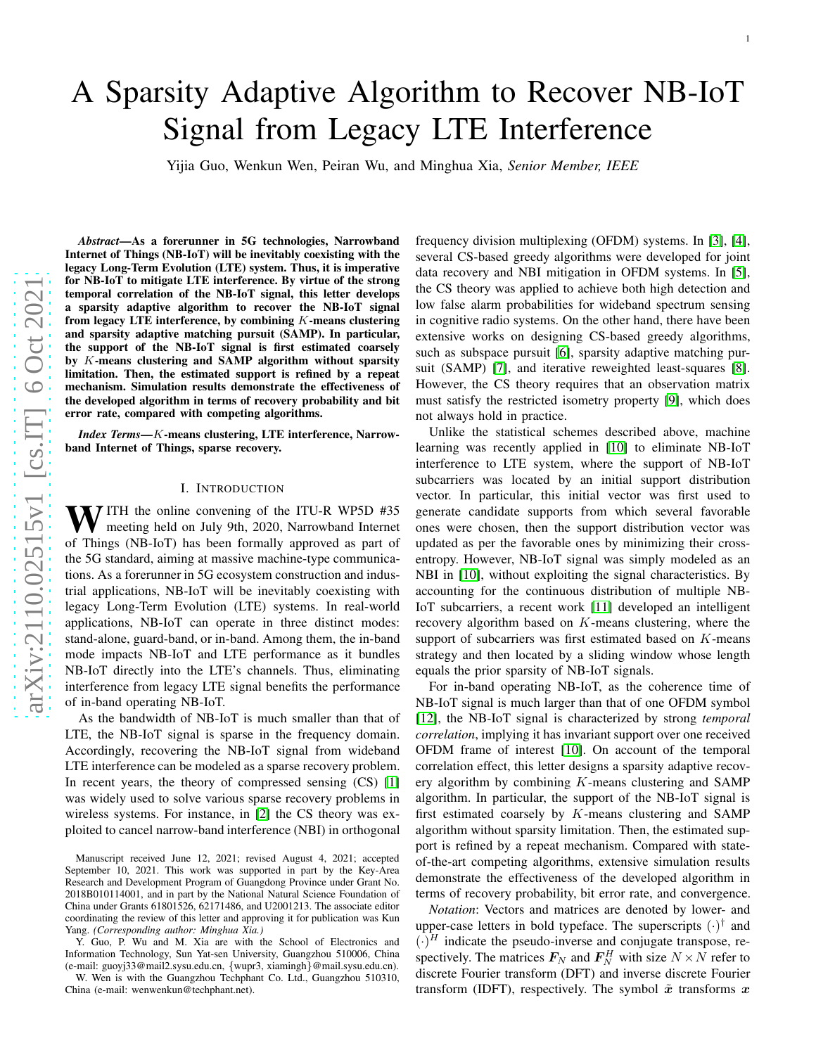# A Sparsity Adaptive Algorithm to Recover NB-IoT Signal from Legacy LTE Interference

Yijia Guo, Wenkun Wen, Peiran Wu, and Minghua Xia, *Senior Member, IEEE*

***Abstract*—As a forerunner in 5G technologies, Narrowband Internet of Things (NB-IoT) will be inevitably coexisting with the legacy Long-Term Evolution (LTE) system. Thus, it is imperative for NB-IoT to mitigate LTE interference. By virtue of the strong temporal correlation of the NB-IoT signal, this letter develops a sparsity adaptive algorithm to recover the NB-IoT signal from legacy LTE interference, by combining $K$-means clustering and sparsity adaptive matching pursuit (SAMP). In particular, the support of the NB-IoT signal is first estimated coarsely by $K$-means clustering and SAMP algorithm without sparsity limitation. Then, the estimated support is refined by a repeat mechanism. Simulation results demonstrate the effectiveness of the developed algorithm in terms of recovery probability and bit error rate, compared with competing algorithms.**

***Index Terms*—$K$-means clustering, LTE interference, Narrowband Internet of Things, sparse recovery.**

## I. Introduction

With the online convening of the ITU-R WP5D #35 meeting held on July 9th, 2020, Narrowband Internet of Things (NB-IoT) has been formally approved as part of the 5G standard, aiming at massive machine-type communications. As a forerunner in 5G ecosystem construction and industrial applications, NB-IoT will be inevitably coexisting with legacy Long-Term Evolution (LTE) systems. In real-world applications, NB-IoT can operate in three distinct modes: stand-alone, guard-band, or in-band. Among them, the in-band mode impacts NB-IoT and LTE performance as it bundles NB-IoT directly into the LTE's channels. Thus, eliminating interference from legacy LTE signal benefits the performance of in-band operating NB-IoT.

As the bandwidth of NB-IoT is much smaller than that of LTE, the NB-IoT signal is sparse in the frequency domain. Accordingly, recovering the NB-IoT signal from wideband LTE interference can be modeled as a sparse recovery problem. In recent years, the theory of compressed sensing (CS) [1] was widely used to solve various sparse recovery problems in wireless systems. For instance, in [2] the CS theory was exploited to cancel narrow-band interference (NBI) in orthogonal frequency division multiplexing (OFDM) systems. In [3], [4], several CS-based greedy algorithms were developed for joint data recovery and NBI mitigation in OFDM systems. In [5], the CS theory was applied to achieve both high detection and low false alarm probabilities for wideband spectrum sensing in cognitive radio systems. On the other hand, there have been extensive works on designing CS-based greedy algorithms, such as subspace pursuit [6], sparsity adaptive matching pursuit (SAMP) [7], and iterative reweighted least-squares [8]. However, the CS theory requires that an observation matrix must satisfy the restricted isometry property [9], which does not always hold in practice.

Unlike the statistical schemes described above, machine learning was recently applied in [10] to eliminate NB-IoT interference to LTE system, where the support of NB-IoT subcarriers was located by an initial support distribution vector. In particular, this initial vector was first used to generate candidate supports from which several favorable ones were chosen, then the support distribution vector was updated as per the favorable ones by minimizing their cross-entropy. However, NB-IoT signal was simply modeled as an NBI in [10], without exploiting the signal characteristics. By accounting for the continuous distribution of multiple NB-IoT subcarriers, a recent work [11] developed an intelligent recovery algorithm based on $K$-means clustering, where the support of subcarriers was first estimated based on $K$-means strategy and then located by a sliding window whose length equals the prior sparsity of NB-IoT signals.

For in-band operating NB-IoT, as the coherence time of NB-IoT signal is much larger than that of one OFDM symbol [12], the NB-IoT signal is characterized by strong *temporal correlation*, implying it has invariant support over one received OFDM frame of interest [10]. On account of the temporal correlation effect, this letter designs a sparsity adaptive recovery algorithm by combining $K$-means clustering and SAMP algorithm. In particular, the support of the NB-IoT signal is first estimated coarsely by $K$-means clustering and SAMP algorithm without sparsity limitation. Then, the estimated support is refined by a repeat mechanism. Compared with state-of-the-art competing algorithms, extensive simulation results demonstrate the effectiveness of the developed algorithm in terms of recovery probability, bit error rate, and convergence.

*Notation*: Vectors and matrices are denoted by lower- and upper-case letters in bold typeface. The superscripts $(\cdot)^\dagger$ and $(\cdot)^H$ indicate the pseudo-inverse and conjugate transpose, respectively. The matrices $\boldsymbol{F}_N$ and $\boldsymbol{F}_N^H$ with size $N \times N$ refer to discrete Fourier transform (DFT) and inverse discrete Fourier transform (IDFT), respectively. The symbol $\tilde{\boldsymbol{x}}$ transforms $\boldsymbol{x}$

---

Manuscript received June 12, 2021; revised August 4, 2021; accepted September 10, 2021. This work was supported in part by the Key-Area Research and Development Program of Guangdong Province under Grant No. 2018B010114001, and in part by the National Natural Science Foundation of China under Grants 61801526, 62171486, and U2001213. The associate editor coordinating the review of this letter and approving it for publication was Kun Yang. *(Corresponding author: Minghua Xia.)*

Y. Guo, P. Wu and M. Xia are with the School of Electronics and Information Technology, Sun Yat-sen University, Guangzhou 510006, China (e-mail: guoyj33@mail2.sysu.edu.cn, {wupr3, xiamingh}@mail.sysu.edu.cn).

W. Wen is with the Guangzhou Techphant Co. Ltd., Guangzhou 510310, China (e-mail: wenwenkun@techphant.net).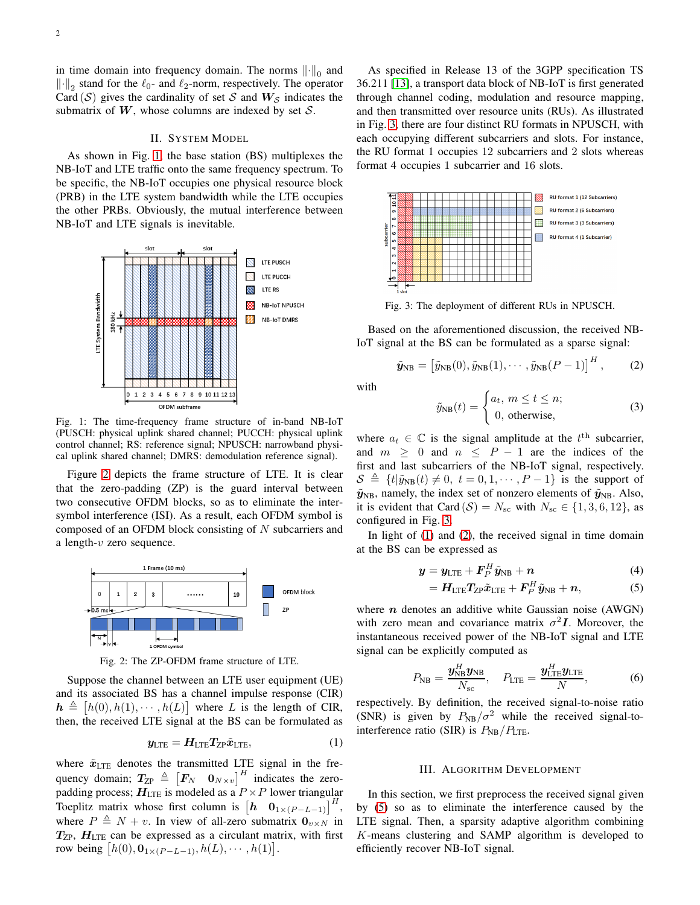in time domain into frequency domain. The norms $\|\cdot\|_0$ and $\|\cdot\|_2$ stand for the $\ell_0$- and $\ell_2$-norm, respectively. The operator $\text{Card}(\mathcal{S})$ gives the cardinality of set $\mathcal{S}$ and $\boldsymbol{W}_{\mathcal{S}}$ indicates the submatrix of $\boldsymbol{W}$, whose columns are indexed by set $\mathcal{S}$.

## II. System Model

As shown in Fig. 1, the base station (BS) multiplexes the NB-IoT and LTE traffic onto the same frequency spectrum. To be specific, the NB-IoT occupies one physical resource block (PRB) in the LTE system bandwidth while the LTE occupies the other PRBs. Obviously, the mutual interference between NB-IoT and LTE signals is inevitable.

slot
slot
LTE System Bandwidth
180 kHz
0 1 2 3 4 5 6 7 8 9 10 11 12 13
OFDM subframe
LTE PUSCH
LTE PUCCH
LTE RS
NB-IoT NPUSCH
NB-IoT DMRS

Fig. 1: The time-frequency frame structure of in-band NB-IoT (PUSCH: physical uplink shared channel; PUCCH: physical uplink control channel; RS: reference signal; NPUSCH: narrowband physical uplink shared channel; DMRS: demodulation reference signal).

Figure 2 depicts the frame structure of LTE. It is clear that the zero-padding (ZP) is the guard interval between two consecutive OFDM blocks, so as to eliminate the inter-symbol interference (ISI). As a result, each OFDM symbol is composed of an OFDM block consisting of $N$ subcarriers and a length-$v$ zero sequence.

1 Frame (10 ms)
0 1 2 3 ...... 19
0.5 ms
N
v
1 OFDM symbol
OFDM block
ZP

Fig. 2: The ZP-OFDM frame structure of LTE.

Suppose the channel between an LTE user equipment (UE) and its associated BS has a channel impulse response (CIR) $\boldsymbol{h} \triangleq \left[h(0), h(1), \cdots, h(L)\right]$ where $L$ is the length of CIR, then, the received LTE signal at the BS can be formulated as

$$\boldsymbol{y}_{\text{LTE}} = \boldsymbol{H}_{\text{LTE}} \boldsymbol{T}_{\text{ZP}} \tilde{\boldsymbol{x}}_{\text{LTE}}, \tag{1}$$

where $\tilde{\boldsymbol{x}}_{\text{LTE}}$ denotes the transmitted LTE signal in the frequency domain; $\boldsymbol{T}_{\text{ZP}} \triangleq \left[\boldsymbol{F}_N \quad \boldsymbol{0}_{N\times v}\right]^H$ indicates the zero-padding process; $\boldsymbol{H}_{\text{LTE}}$ is modeled as a $P \times P$ lower triangular Toeplitz matrix whose first column is $\left[\boldsymbol{h} \quad \boldsymbol{0}_{1\times(P-L-1)}\right]^H$, where $P \triangleq N + v$. In view of all-zero submatrix $\boldsymbol{0}_{v\times N}$ in $\boldsymbol{T}_{\text{ZP}}$, $\boldsymbol{H}_{\text{LTE}}$ can be expressed as a circulant matrix, with first row being $\left[h(0), \boldsymbol{0}_{1\times(P-L-1)}, h(L), \cdots, h(1)\right]$.

As specified in Release 13 of the 3GPP specification TS 36.211 [13], a transport data block of NB-IoT is first generated through channel coding, modulation and resource mapping, and then transmitted over resource units (RUs). As illustrated in Fig. 3, there are four distinct RU formats in NPUSCH, with each occupying different subcarriers and slots. For instance, the RU format 1 occupies 12 subcarriers and 2 slots whereas format 4 occupies 1 subcarrier and 16 slots.

subcarrier
0 1 2 3 4 5 6 7 8 9 10 11
1 slot
RU format 1 (12 Subcarriers)
RU format 2 (6 Subcarriers)
RU format 3 (3 Subcarriers)
RU format 4 (1 Subcarrier)

Fig. 3: The deployment of different RUs in NPUSCH.

Based on the aforementioned discussion, the received NB-IoT signal at the BS can be formulated as a sparse signal:

$$\tilde{\boldsymbol{y}}_{\text{NB}} = \left[\tilde{y}_{\text{NB}}(0), \tilde{y}_{\text{NB}}(1), \cdots, \tilde{y}_{\text{NB}}(P-1)\right]^H, \tag{2}$$

with

$$\tilde{y}_{\text{NB}}(t) = \begin{cases} a_t, \ m \le t \le n; \\ 0, \ \text{otherwise}, \end{cases} \tag{3}$$

where $a_t \in \mathbb{C}$ is the signal amplitude at the $t^{\text{th}}$ subcarrier, and $m \ge 0$ and $n \le P-1$ are the indices of the first and last subcarriers of the NB-IoT signal, respectively. $\mathcal{S} \triangleq \{t | \tilde{y}_{\text{NB}}(t) \neq 0, \ t = 0, 1, \cdots, P-1\}$ is the support of $\tilde{\boldsymbol{y}}_{\text{NB}}$, namely, the index set of nonzero elements of $\tilde{\boldsymbol{y}}_{\text{NB}}$. Also, it is evident that $\text{Card}(\mathcal{S}) = N_{\text{sc}}$ with $N_{\text{sc}} \in \{1, 3, 6, 12\}$, as configured in Fig. 3.

In light of (1) and (2), the received signal in time domain at the BS can be expressed as

$$\begin{aligned} \boldsymbol{y} &= \boldsymbol{y}_{\text{LTE}} + \boldsymbol{F}_P^H \tilde{\boldsymbol{y}}_{\text{NB}} + \boldsymbol{n} &\quad (4)\\ &= \boldsymbol{H}_{\text{LTE}} \boldsymbol{T}_{\text{ZP}} \tilde{\boldsymbol{x}}_{\text{LTE}} + \boldsymbol{F}_P^H \tilde{\boldsymbol{y}}_{\text{NB}} + \boldsymbol{n}, &\quad (5) \end{aligned}$$

where $\boldsymbol{n}$ denotes an additive white Gaussian noise (AWGN) with zero mean and covariance matrix $\sigma^2 \boldsymbol{I}$. Moreover, the instantaneous received power of the NB-IoT signal and LTE signal can be explicitly computed as

$$P_{\text{NB}} = \frac{\boldsymbol{y}_{\text{NB}}^H \boldsymbol{y}_{\text{NB}}}{N_{\text{sc}}}, \quad P_{\text{LTE}} = \frac{\boldsymbol{y}_{\text{LTE}}^H \boldsymbol{y}_{\text{LTE}}}{N}, \tag{6}$$

respectively. By definition, the received signal-to-noise ratio (SNR) is given by $P_{\text{NB}}/\sigma^2$ while the received signal-to-interference ratio (SIR) is $P_{\text{NB}}/P_{\text{LTE}}$.

## III. Algorithm Development

In this section, we first preprocess the received signal given by (5) so as to eliminate the interference caused by the LTE signal. Then, a sparsity adaptive algorithm combining $K$-means clustering and SAMP algorithm is developed to efficiently recover NB-IoT signal.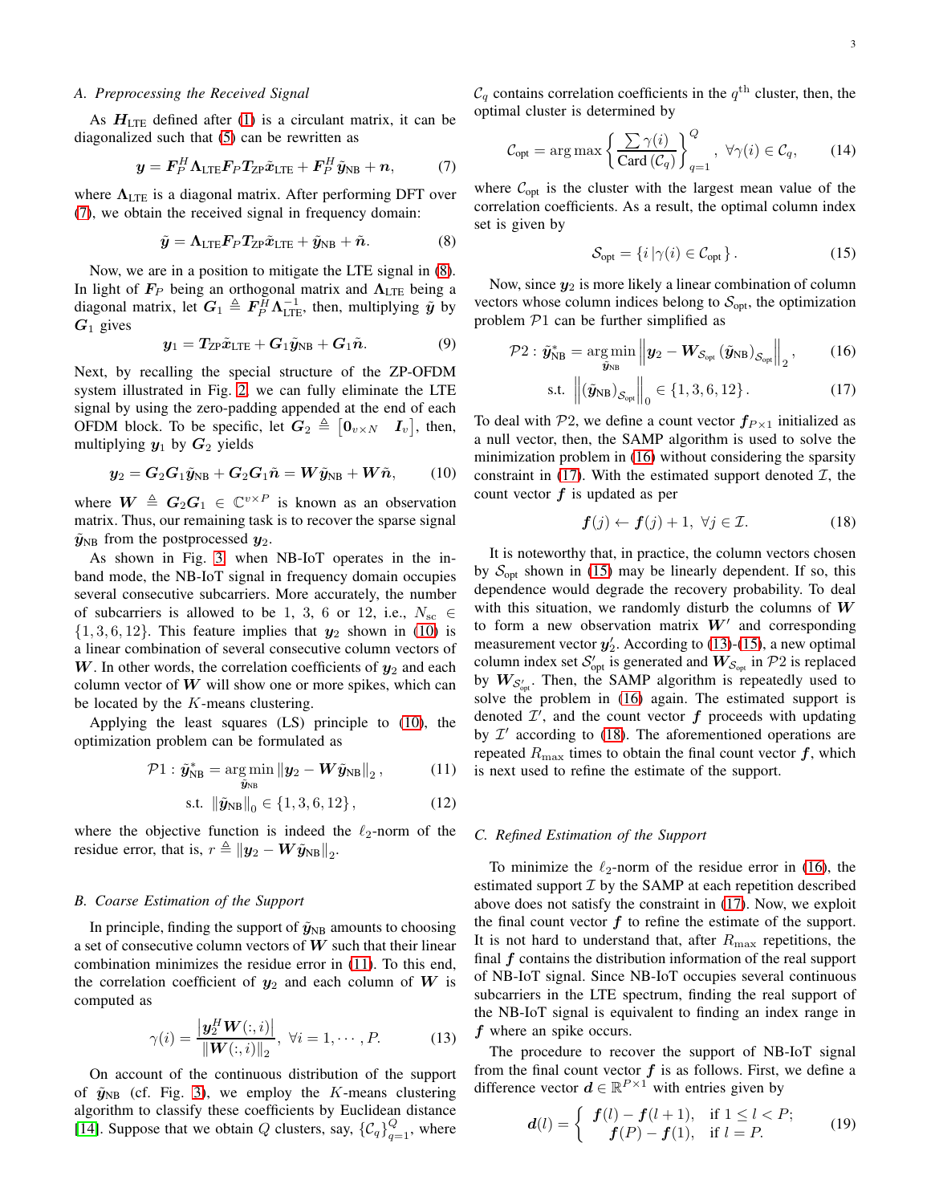### A. Preprocessing the Received Signal

As $\boldsymbol{H}_{\text{LTE}}$ defined after (1) is a circulant matrix, it can be diagonalized such that (5) can be rewritten as

$$\boldsymbol{y} = \boldsymbol{F}_P^H \boldsymbol{\Lambda}_{\text{LTE}} \boldsymbol{F}_P \boldsymbol{T}_{\text{ZP}} \tilde{\boldsymbol{x}}_{\text{LTE}} + \boldsymbol{F}_P^H \tilde{\boldsymbol{y}}_{\text{NB}} + \boldsymbol{n}, \tag{7}$$

where $\boldsymbol{\Lambda}_{\text{LTE}}$ is a diagonal matrix. After performing DFT over (7), we obtain the received signal in frequency domain:

$$\tilde{\boldsymbol{y}} = \boldsymbol{\Lambda}_{\text{LTE}} \boldsymbol{F}_P \boldsymbol{T}_{\text{ZP}} \tilde{\boldsymbol{x}}_{\text{LTE}} + \tilde{\boldsymbol{y}}_{\text{NB}} + \tilde{\boldsymbol{n}}. \tag{8}$$

Now, we are in a position to mitigate the LTE signal in (8). In light of $\boldsymbol{F}_P$ being an orthogonal matrix and $\boldsymbol{\Lambda}_{\text{LTE}}$ being a diagonal matrix, let $\boldsymbol{G}_1 \triangleq \boldsymbol{F}_P^H \boldsymbol{\Lambda}_{\text{LTE}}^{-1}$, then, multiplying $\tilde{\boldsymbol{y}}$ by $\boldsymbol{G}_1$ gives

$$\boldsymbol{y}_1 = \boldsymbol{T}_{\text{ZP}} \tilde{\boldsymbol{x}}_{\text{LTE}} + \boldsymbol{G}_1 \tilde{\boldsymbol{y}}_{\text{NB}} + \boldsymbol{G}_1 \tilde{\boldsymbol{n}}. \tag{9}$$

Next, by recalling the special structure of the ZP-OFDM system illustrated in Fig. 2, we can fully eliminate the LTE signal by using the zero-padding appended at the end of each OFDM block. To be specific, let $\boldsymbol{G}_2 \triangleq \begin{bmatrix} \boldsymbol{0}_{v \times N} & \boldsymbol{I}_v \end{bmatrix}$, then, multiplying $\boldsymbol{y}_1$ by $\boldsymbol{G}_2$ yields

$$\boldsymbol{y}_2 = \boldsymbol{G}_2 \boldsymbol{G}_1 \tilde{\boldsymbol{y}}_{\text{NB}} + \boldsymbol{G}_2 \boldsymbol{G}_1 \tilde{\boldsymbol{n}} = \boldsymbol{W} \tilde{\boldsymbol{y}}_{\text{NB}} + \boldsymbol{W} \tilde{\boldsymbol{n}}, \tag{10}$$

where $\boldsymbol{W} \triangleq \boldsymbol{G}_2 \boldsymbol{G}_1 \in \mathbb{C}^{v \times P}$ is known as an observation matrix. Thus, our remaining task is to recover the sparse signal $\tilde{\boldsymbol{y}}_{\text{NB}}$ from the postprocessed $\boldsymbol{y}_2$.

As shown in Fig. 3, when NB-IoT operates in the in-band mode, the NB-IoT signal in frequency domain occupies several consecutive subcarriers. More accurately, the number of subcarriers is allowed to be 1, 3, 6 or 12, i.e., $N_{\text{sc}} \in \{1, 3, 6, 12\}$. This feature implies that $\boldsymbol{y}_2$ shown in (10) is a linear combination of several consecutive column vectors of $\boldsymbol{W}$. In other words, the correlation coefficients of $\boldsymbol{y}_2$ and each column vector of $\boldsymbol{W}$ will show one or more spikes, which can be located by the $K$-means clustering.

Applying the least squares (LS) principle to (10), the optimization problem can be formulated as

$$\mathcal{P}1: \tilde{\boldsymbol{y}}_{\text{NB}}^* = \arg\min_{\tilde{\boldsymbol{y}}_{\text{NB}}} \left\| \boldsymbol{y}_2 - \boldsymbol{W} \tilde{\boldsymbol{y}}_{\text{NB}} \right\|_2, \tag{11}$$

$$\text{s.t. } \left\| \tilde{\boldsymbol{y}}_{\text{NB}} \right\|_0 \in \{1, 3, 6, 12\}, \tag{12}$$

where the objective function is indeed the $\ell_2$-norm of the residue error, that is, $r \triangleq \left\| \boldsymbol{y}_2 - \boldsymbol{W} \tilde{\boldsymbol{y}}_{\text{NB}} \right\|_2$.

### B. Coarse Estimation of the Support

In principle, finding the support of $\tilde{\boldsymbol{y}}_{\text{NB}}$ amounts to choosing a set of consecutive column vectors of $\boldsymbol{W}$ such that their linear combination minimizes the residue error in (11). To this end, the correlation coefficient of $\boldsymbol{y}_2$ and each column of $\boldsymbol{W}$ is computed as

$$\gamma(i) = \frac{\left| \boldsymbol{y}_2^H \boldsymbol{W}(:, i) \right|}{\left\| \boldsymbol{W}(:, i) \right\|_2}, \ \forall i = 1, \cdots, P. \tag{13}$$

On account of the continuous distribution of the support of $\tilde{\boldsymbol{y}}_{\text{NB}}$ (cf. Fig. 3), we employ the $K$-means clustering algorithm to classify these coefficients by Euclidean distance [14]. Suppose that we obtain $Q$ clusters, say, $\{\mathcal{C}_q\}_{q=1}^{Q}$, where $\mathcal{C}_q$ contains correlation coefficients in the $q^{\text{th}}$ cluster, then, the optimal cluster is determined by

$$\mathcal{C}_{\text{opt}} = \arg\max \left\{ \frac{\sum \gamma(i)}{\text{Card}\left(\mathcal{C}_q\right)} \right\}_{q=1}^{Q}, \ \forall \gamma(i) \in \mathcal{C}_q, \tag{14}$$

where $\mathcal{C}_{\text{opt}}$ is the cluster with the largest mean value of the correlation coefficients. As a result, the optimal column index set is given by

$$\mathcal{S}_{\text{opt}} = \left\{ i \,|\, \gamma(i) \in \mathcal{C}_{\text{opt}} \right\}. \tag{15}$$

Now, since $\boldsymbol{y}_2$ is more likely a linear combination of column vectors whose column indices belong to $\mathcal{S}_{\text{opt}}$, the optimization problem $\mathcal{P}1$ can be further simplified as

$$\mathcal{P}2: \tilde{\boldsymbol{y}}_{\text{NB}}^* = \arg\min_{\tilde{\boldsymbol{y}}_{\text{NB}}} \left\| \boldsymbol{y}_2 - \boldsymbol{W}_{\mathcal{S}_{\text{opt}}} \left(\tilde{\boldsymbol{y}}_{\text{NB}}\right)_{\mathcal{S}_{\text{opt}}} \right\|_2, \tag{16}$$

$$\text{s.t. } \left\| \left(\tilde{\boldsymbol{y}}_{\text{NB}}\right)_{\mathcal{S}_{\text{opt}}} \right\|_0 \in \{1, 3, 6, 12\}. \tag{17}$$

To deal with $\mathcal{P}2$, we define a count vector $\boldsymbol{f}_{P \times 1}$ initialized as a null vector, then, the SAMP algorithm is used to solve the minimization problem in (16) without considering the sparsity constraint in (17). With the estimated support denoted $\mathcal{I}$, the count vector $\boldsymbol{f}$ is updated as per

$$\boldsymbol{f}(j) \leftarrow \boldsymbol{f}(j) + 1, \ \forall j \in \mathcal{I}. \tag{18}$$

It is noteworthy that, in practice, the column vectors chosen by $\mathcal{S}_{\text{opt}}$ shown in (15) may be linearly dependent. If so, this dependence would degrade the recovery probability. To deal with this situation, we randomly disturb the columns of $\boldsymbol{W}$ to form a new observation matrix $\boldsymbol{W}'$ and corresponding measurement vector $\boldsymbol{y}_2'$. According to (13)-(15), a new optimal column index set $\mathcal{S}_{\text{opt}}'$ is generated and $\boldsymbol{W}_{\mathcal{S}_{\text{opt}}}$ in $\mathcal{P}2$ is replaced by $\boldsymbol{W}_{\mathcal{S}_{\text{opt}}'}$. Then, the SAMP algorithm is repeatedly used to solve the problem in (16) again. The estimated support is denoted $\mathcal{I}'$, and the count vector $\boldsymbol{f}$ proceeds with updating by $\mathcal{I}'$ according to (18). The aforementioned operations are repeated $R_{\max}$ times to obtain the final count vector $\boldsymbol{f}$, which is next used to refine the estimate of the support.

### C. Refined Estimation of the Support

To minimize the $\ell_2$-norm of the residue error in (16), the estimated support $\mathcal{I}$ by the SAMP at each repetition described above does not satisfy the constraint in (17). Now, we exploit the final count vector $\boldsymbol{f}$ to refine the estimate of the support. It is not hard to understand that, after $R_{\max}$ repetitions, the final $\boldsymbol{f}$ contains the distribution information of the real support of NB-IoT signal. Since NB-IoT occupies several continuous subcarriers in the LTE spectrum, finding the real support of the NB-IoT signal is equivalent to finding an index range in $\boldsymbol{f}$ where an spike occurs.

The procedure to recover the support of NB-IoT signal from the final count vector $\boldsymbol{f}$ is as follows. First, we define a difference vector $\boldsymbol{d} \in \mathbb{R}^{P \times 1}$ with entries given by

$$\boldsymbol{d}(l) = \begin{cases} \boldsymbol{f}(l) - \boldsymbol{f}(l+1), & \text{if } 1 \leq l < P; \\ \boldsymbol{f}(P) - \boldsymbol{f}(1), & \text{if } l = P. \end{cases} \tag{19}$$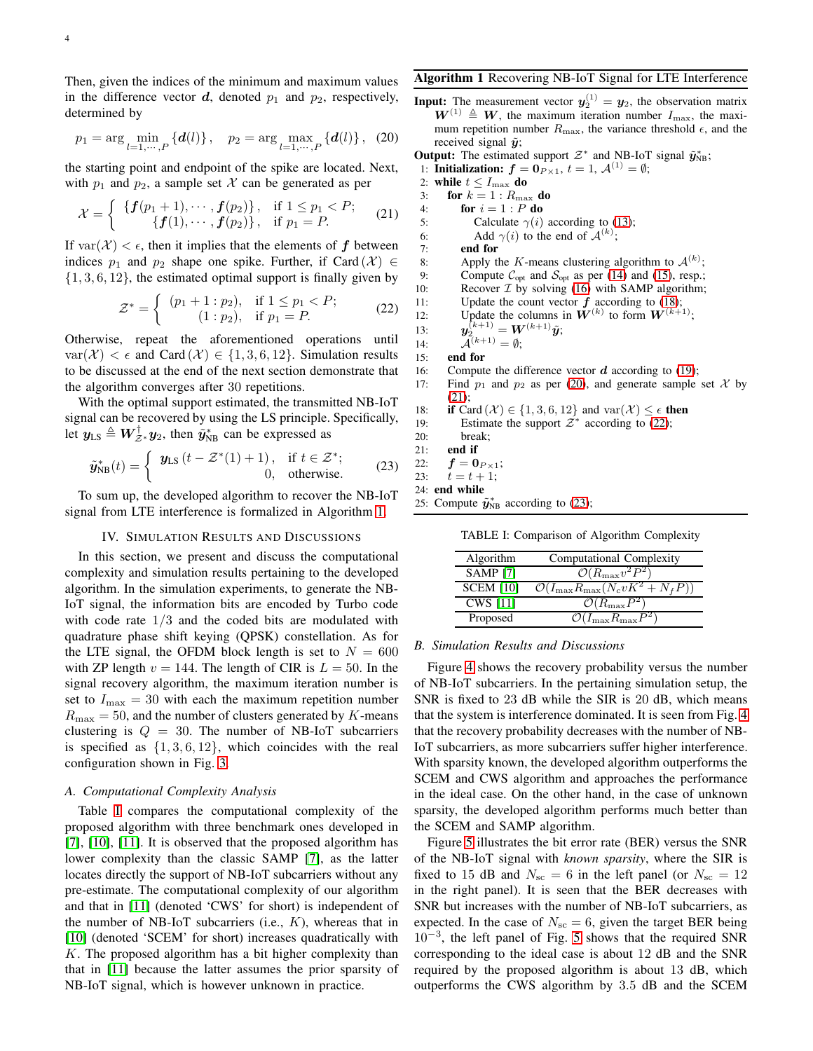Then, given the indices of the minimum and maximum values in the difference vector $\boldsymbol{d}$, denoted $p_1$ and $p_2$, respectively, determined by

$$p_1 = \arg\min_{l=1,\cdots,P} \{\boldsymbol{d}(l)\}, \quad p_2 = \arg\max_{l=1,\cdots,P} \{\boldsymbol{d}(l)\}, \quad (20)$$

the starting point and endpoint of the spike are located. Next, with $p_1$ and $p_2$, a sample set $\mathcal{X}$ can be generated as per

$$\mathcal{X} = \begin{cases} \{\boldsymbol{f}(p_1+1), \cdots, \boldsymbol{f}(p_2)\}, & \text{if } 1 \le p_1 < P; \\ \{\boldsymbol{f}(1), \cdots, \boldsymbol{f}(p_2)\}, & \text{if } p_1 = P. \end{cases} \quad (21)$$

If $\mathrm{var}(\mathcal{X}) < \epsilon$, then it implies that the elements of $\boldsymbol{f}$ between indices $p_1$ and $p_2$ shape one spike. Further, if $\mathrm{Card}(\mathcal{X}) \in \{1, 3, 6, 12\}$, the estimated optimal support is finally given by

$$\mathcal{Z}^* = \begin{cases} (p_1+1 : p_2), & \text{if } 1 \le p_1 < P; \\ (1 : p_2), & \text{if } p_1 = P. \end{cases} \quad (22)$$

Otherwise, repeat the aforementioned operations until $\mathrm{var}(\mathcal{X}) < \epsilon$ and $\mathrm{Card}(\mathcal{X}) \in \{1, 3, 6, 12\}$. Simulation results to be discussed at the end of the next section demonstrate that the algorithm converges after 30 repetitions.

With the optimal support estimated, the transmitted NB-IoT signal can be recovered by using the LS principle. Specifically, let $\boldsymbol{y}_{\mathrm{LS}} \triangleq \boldsymbol{W}^{\dagger}_{\mathcal{Z}^*}\boldsymbol{y}_2$, then $\tilde{\boldsymbol{y}}^*_{\mathrm{NB}}$ can be expressed as

$$\tilde{\boldsymbol{y}}^*_{\mathrm{NB}}(t) = \begin{cases} \boldsymbol{y}_{\mathrm{LS}}(t - \mathcal{Z}^*(1) + 1), & \text{if } t \in \mathcal{Z}^*; \\ 0, & \text{otherwise.} \end{cases} \quad (23)$$

To sum up, the developed algorithm to recover the NB-IoT signal from LTE interference is formalized in Algorithm 1.

**Algorithm 1** Recovering NB-IoT Signal for LTE Interference

**Input:** The measurement vector $\boldsymbol{y}_2^{(1)} = \boldsymbol{y}_2$, the observation matrix $\boldsymbol{W}^{(1)} \triangleq \boldsymbol{W}$, the maximum iteration number $I_{\max}$, the maximum repetition number $R_{\max}$, the variance threshold $\epsilon$, and the received signal $\tilde{\boldsymbol{y}}$;
**Output:** The estimated support $\mathcal{Z}^*$ and NB-IoT signal $\tilde{\boldsymbol{y}}^*_{\mathrm{NB}}$;

```
1: Initialization: f = 0_{P×1}, t = 1, A^(1) = ∅;
2: while t ≤ I_max do
3:   for k = 1 : R_max do
4:     for i = 1 : P do
5:       Calculate γ(i) according to (13);
6:       Add γ(i) to the end of A^(k);
7:     end for
8:     Apply the K-means clustering algorithm to A^(k);
9:     Compute C_opt and S_opt as per (14) and (15), resp.;
10:    Recover I by solving (16) with SAMP algorithm;
11:    Update the count vector f according to (18);
12:    Update the columns in W^(k) to form W^(k+1);
13:    y_2^(k+1) = W^(k+1) ỹ;
14:    A^(k+1) = ∅;
15:  end for
16:  Compute the difference vector d according to (19);
17:  Find p1 and p2 as per (20), and generate sample set X by (21);
18:  if Card(X) ∈ {1, 3, 6, 12} and var(X) ≤ ϵ then
19:    Estimate the support Z* according to (22);
20:    break;
21:  end if
22:  f = 0_{P×1};
23:  t = t + 1;
24: end while
25: Compute ỹ*_NB according to (23);
```

## IV. Simulation Results and Discussions

In this section, we present and discuss the computational complexity and simulation results pertaining to the developed algorithm. In the simulation experiments, to generate the NB-IoT signal, the information bits are encoded by Turbo code with code rate $1/3$ and the coded bits are modulated with quadrature phase shift keying (QPSK) constellation. As for the LTE signal, the OFDM block length is set to $N = 600$ with ZP length $v = 144$. The length of CIR is $L = 50$. In the signal recovery algorithm, the maximum iteration number is set to $I_{\max} = 30$ with each the maximum repetition number $R_{\max} = 50$, and the number of clusters generated by $K$-means clustering is $Q = 30$. The number of NB-IoT subcarriers is specified as $\{1, 3, 6, 12\}$, which coincides with the real configuration shown in Fig. 3.

### A. Computational Complexity Analysis

Table I compares the computational complexity of the proposed algorithm with three benchmark ones developed in [7], [10], [11]. It is observed that the proposed algorithm has lower complexity than the classic SAMP [7], as the latter locates directly the support of NB-IoT subcarriers without any pre-estimate. The computational complexity of our algorithm and that in [11] (denoted 'CWS' for short) is independent of the number of NB-IoT subcarriers (i.e., $K$), whereas that in [10] (denoted 'SCEM' for short) increases quadratically with $K$. The proposed algorithm has a bit higher complexity than that in [11] because the latter assumes the prior sparsity of NB-IoT signal, which is however unknown in practice.

TABLE I: Comparison of Algorithm Complexity

| Algorithm | Computational Complexity |
|---|---|
| SAMP [7] | $\mathcal{O}(R_{\max}v^2P^2)$ |
| SCEM [10] | $\mathcal{O}(I_{\max}R_{\max}(N_c vK^2 + N_f P))$ |
| CWS [11] | $\mathcal{O}(R_{\max}P^2)$ |
| Proposed | $\mathcal{O}(I_{\max}R_{\max}P^2)$ |

### B. Simulation Results and Discussions

Figure 4 shows the recovery probability versus the number of NB-IoT subcarriers. In the pertaining simulation setup, the SNR is fixed to 23 dB while the SIR is 20 dB, which means that the system is interference dominated. It is seen from Fig. 4 that the recovery probability decreases with the number of NB-IoT subcarriers, as more subcarriers suffer higher interference. With sparsity known, the developed algorithm outperforms the SCEM and CWS algorithm and approaches the performance in the ideal case. On the other hand, in the case of unknown sparsity, the developed algorithm performs much better than the SCEM and SAMP algorithm.

Figure 5 illustrates the bit error rate (BER) versus the SNR of the NB-IoT signal with *known sparsity*, where the SIR is fixed to 15 dB and $N_{\mathrm{sc}} = 6$ in the left panel (or $N_{\mathrm{sc}} = 12$ in the right panel). It is seen that the BER decreases with SNR but increases with the number of NB-IoT subcarriers, as expected. In the case of $N_{\mathrm{sc}} = 6$, given the target BER being $10^{-3}$, the left panel of Fig. 5 shows that the required SNR corresponding to the ideal case is about 12 dB and the SNR required by the proposed algorithm is about 13 dB, which outperforms the CWS algorithm by 3.5 dB and the SCEM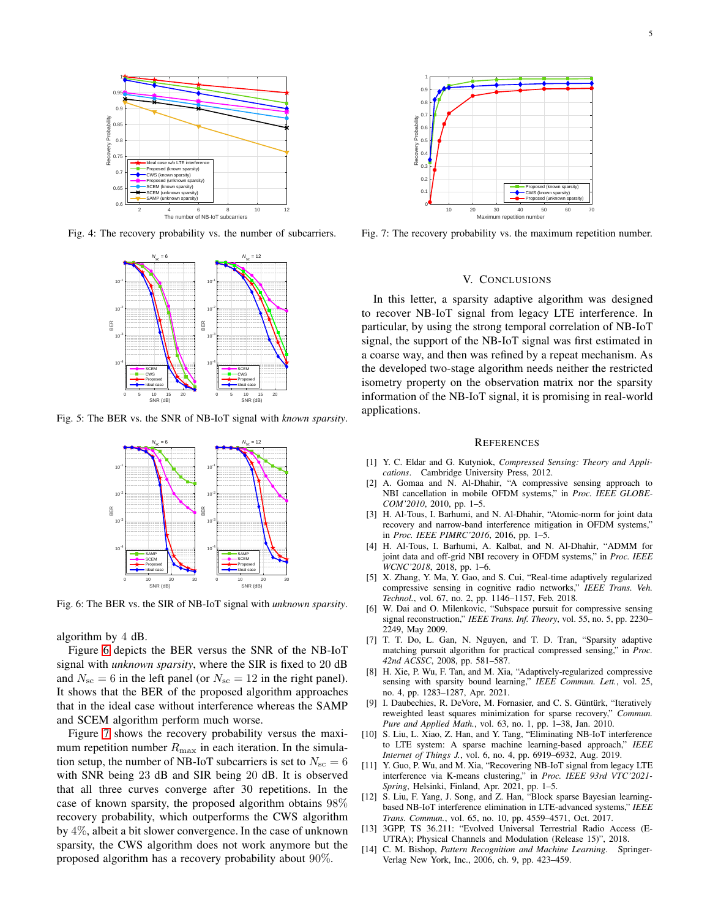1
0.95
0.9
0.85
0.8
0.75
0.7
0.65
0.6
Recovery Probability
2 4 6 8 10 12
The number of NB-IoT subcarriers
Ideal case w/o LTE interference
Proposed (known sparsity)
CWS (known sparsity)
Proposed (unknown sparsity)
SCEM (known sparsity)
SCEM (unknown sparsity)
SAMP (unknown sparsity)

Fig. 4: The recovery probability vs. the number of subcarriers.

$N_{sc} = 6$ $N_{sc} = 12$
BER
$10^{-1}$ $10^{-2}$ $10^{-3}$ $10^{-4}$
SCEM
CWS
Proposed
Ideal case
0 5 10 15 20
SNR (dB)

Fig. 5: The BER vs. the SNR of NB-IoT signal with *known sparsity*.

$N_{sc} = 6$ $N_{sc} = 12$
BER
$10^{-1}$ $10^{-2}$ $10^{-3}$ $10^{-4}$
SAMP
SCEM
Proposed
Ideal case
0 10 20 30
SNR (dB)

Fig. 6: The BER vs. the SIR of NB-IoT signal with *unknown sparsity*.

algorithm by 4 dB.

Figure 6 depicts the BER versus the SNR of the NB-IoT signal with *unknown sparsity*, where the SIR is fixed to 20 dB and $N_{\rm sc} = 6$ in the left panel (or $N_{\rm sc} = 12$ in the right panel). It shows that the BER of the proposed algorithm approaches that in the ideal case without interference whereas the SAMP and SCEM algorithm perform much worse.

Figure 7 shows the recovery probability versus the maximum repetition number $R_{\max}$ in each iteration. In the simulation setup, the number of NB-IoT subcarriers is set to $N_{\rm sc} = 6$ with SNR being 23 dB and SIR being 20 dB. It is observed that all three curves converge after 30 repetitions. In the case of known sparsity, the proposed algorithm obtains 98% recovery probability, which outperforms the CWS algorithm by 4%, albeit a bit slower convergence. In the case of unknown sparsity, the CWS algorithm does not work anymore but the proposed algorithm has a recovery probability about 90%.

1
0.9
0.8
0.7
0.6
0.5
0.4
0.3
0.2
0.1
0
Recovery Probability
10 20 30 40 50 60 70
Maximum repetition number
Proposed (known sparsity)
CWS (known sparsity)
Proposed (unknown sparsity)

Fig. 7: The recovery probability vs. the maximum repetition number.

## V. Conclusions

In this letter, a sparsity adaptive algorithm was designed to recover NB-IoT signal from legacy LTE interference. In particular, by using the strong temporal correlation of NB-IoT signal, the support of the NB-IoT signal was first estimated in a coarse way, and then was refined by a repeat mechanism. As the developed two-stage algorithm needs neither the restricted isometry property on the observation matrix nor the sparsity information of the NB-IoT signal, it is promising in real-world applications.

## References

[1] Y. C. Eldar and G. Kutyniok, *Compressed Sensing: Theory and Applications*. Cambridge University Press, 2012.

[2] A. Gomaa and N. Al-Dhahir, "A compressive sensing approach to NBI cancellation in mobile OFDM systems," in *Proc. IEEE GLOBECOM'2010*, 2010, pp. 1–5.

[3] H. Al-Tous, I. Barhumi, and N. Al-Dhahir, "Atomic-norm for joint data recovery and narrow-band interference mitigation in OFDM systems," in *Proc. IEEE PIMRC'2016*, 2016, pp. 1–5.

[4] H. Al-Tous, I. Barhumi, A. Kalbat, and N. Al-Dhahir, "ADMM for joint data and off-grid NBI recovery in OFDM systems," in *Proc. IEEE WCNC'2018*, 2018, pp. 1–6.

[5] X. Zhang, Y. Ma, Y. Gao, and S. Cui, "Real-time adaptively regularized compressive sensing in cognitive radio networks," *IEEE Trans. Veh. Technol.*, vol. 67, no. 2, pp. 1146–1157, Feb. 2018.

[6] W. Dai and O. Milenkovic, "Subspace pursuit for compressive sensing signal reconstruction," *IEEE Trans. Inf. Theory*, vol. 55, no. 5, pp. 2230–2249, May 2009.

[7] T. T. Do, L. Gan, N. Nguyen, and T. D. Tran, "Sparsity adaptive matching pursuit algorithm for practical compressed sensing," in *Proc. 42nd ACSSC*, 2008, pp. 581–587.

[8] H. Xie, P. Wu, F. Tan, and M. Xia, "Adaptively-regularized compressive sensing with sparsity bound learning," *IEEE Commun. Lett.*, vol. 25, no. 4, pp. 1283–1287, Apr. 2021.

[9] I. Daubechies, R. DeVore, M. Fornasier, and C. S. Güntürk, "Iteratively reweighted least squares minimization for sparse recovery," *Commun. Pure and Applied Math.*, vol. 63, no. 1, pp. 1–38, Jan. 2010.

[10] S. Liu, L. Xiao, Z. Han, and Y. Tang, "Eliminating NB-IoT interference to LTE system: A sparse machine learning-based approach," *IEEE Internet of Things J.*, vol. 6, no. 4, pp. 6919–6932, Aug. 2019.

[11] Y. Guo, P. Wu, and M. Xia, "Recovering NB-IoT signal from legacy LTE interference via K-means clustering," in *Proc. IEEE 93rd VTC'2021-Spring*, Helsinki, Finland, Apr. 2021, pp. 1–5.

[12] S. Liu, F. Yang, J. Song, and Z. Han, "Block sparse Bayesian learning-based NB-IoT interference elimination in LTE-advanced systems," *IEEE Trans. Commun.*, vol. 65, no. 10, pp. 4559–4571, Oct. 2017.

[13] 3GPP, TS 36.211: "Evolved Universal Terrestrial Radio Access (E-UTRA); Physical Channels and Modulation (Release 15)", 2018.

[14] C. M. Bishop, *Pattern Recognition and Machine Learning*. Springer-Verlag New York, Inc., 2006, ch. 9, pp. 423–459.